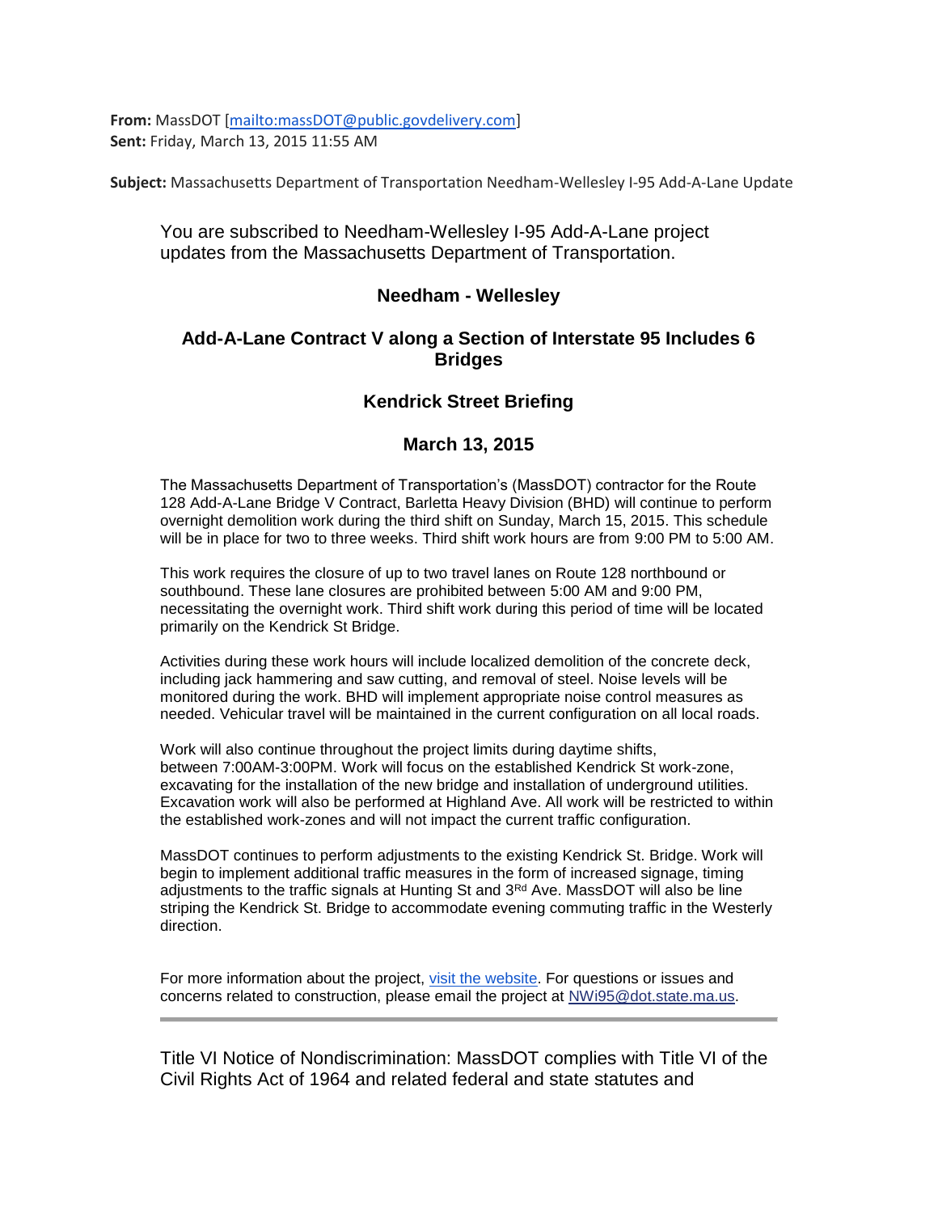**From:** MassDOT [mailto:massDOT@public.govdelivery.com]
**Sent:** Friday, March 13, 2015 11:55 AM

**Subject:** Massachusetts Department of Transportation Needham-Wellesley I-95 Add-A-Lane Update

You are subscribed to Needham-Wellesley I-95 Add-A-Lane project updates from the Massachusetts Department of Transportation.

## Needham - Wellesley

## Add-A-Lane Contract V along a Section of Interstate 95 Includes 6 Bridges

## Kendrick Street Briefing

## March 13, 2015

The Massachusetts Department of Transportation's (MassDOT) contractor for the Route 128 Add-A-Lane Bridge V Contract, Barletta Heavy Division (BHD) will continue to perform overnight demolition work during the third shift on Sunday, March 15, 2015. This schedule will be in place for two to three weeks. Third shift work hours are from 9:00 PM to 5:00 AM.

This work requires the closure of up to two travel lanes on Route 128 northbound or southbound. These lane closures are prohibited between 5:00 AM and 9:00 PM, necessitating the overnight work. Third shift work during this period of time will be located primarily on the Kendrick St Bridge.

Activities during these work hours will include localized demolition of the concrete deck, including jack hammering and saw cutting, and removal of steel. Noise levels will be monitored during the work. BHD will implement appropriate noise control measures as needed. Vehicular travel will be maintained in the current configuration on all local roads.

Work will also continue throughout the project limits during daytime shifts, between 7:00AM-3:00PM. Work will focus on the established Kendrick St work-zone, excavating for the installation of the new bridge and installation of underground utilities. Excavation work will also be performed at Highland Ave. All work will be restricted to within the established work-zones and will not impact the current traffic configuration.

MassDOT continues to perform adjustments to the existing Kendrick St. Bridge. Work will begin to implement additional traffic measures in the form of increased signage, timing adjustments to the traffic signals at Hunting St and 3rd Ave. MassDOT will also be line striping the Kendrick St. Bridge to accommodate evening commuting traffic in the Westerly direction.

For more information about the project, visit the website. For questions or issues and concerns related to construction, please email the project at NWi95@dot.state.ma.us.

---

Title VI Notice of Nondiscrimination: MassDOT complies with Title VI of the Civil Rights Act of 1964 and related federal and state statutes and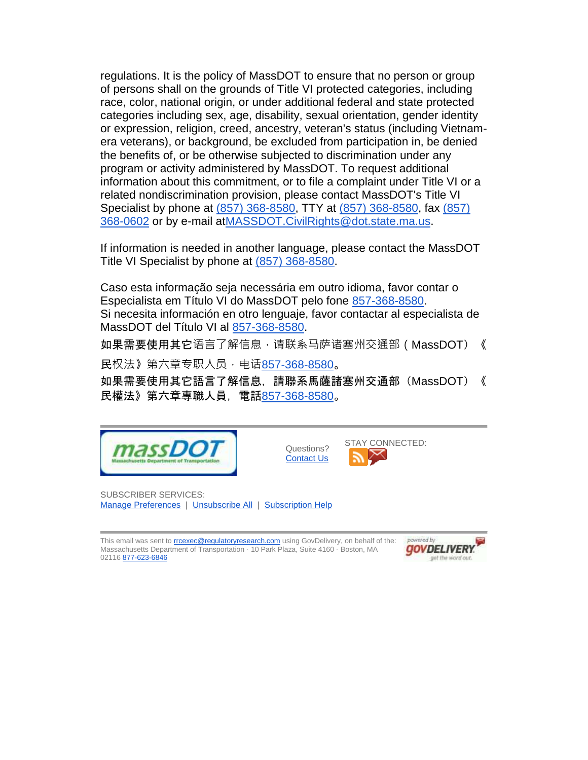regulations. It is the policy of MassDOT to ensure that no person or group of persons shall on the grounds of Title VI protected categories, including race, color, national origin, or under additional federal and state protected categories including sex, age, disability, sexual orientation, gender identity or expression, religion, creed, ancestry, veteran's status (including Vietnam-era veterans), or background, be excluded from participation in, be denied the benefits of, or be otherwise subjected to discrimination under any program or activity administered by MassDOT. To request additional information about this commitment, or to file a complaint under Title VI or a related nondiscrimination provision, please contact MassDOT's Title VI Specialist by phone at (857) 368-8580, TTY at (857) 368-8580, fax (857) 368-0602 or by e-mail atMASSDOT.CivilRights@dot.state.ma.us.

If information is needed in another language, please contact the MassDOT Title VI Specialist by phone at (857) 368-8580.

Caso esta informação seja necessária em outro idioma, favor contar o Especialista em Título VI do MassDOT pelo fone 857-368-8580.
Si necesita información en otro lenguaje, favor contactar al especialista de MassDOT del Título VI al 857-368-8580.

如果需要使用其它语言了解信息，请联系马萨诸塞州交通部（MassDOT）《民权法》第六章专职人员，电话857-368-8580。

如果需要使用其它語言了解信息，請聯系馬薩諸塞州交通部（MassDOT）《民權法》第六章專職人員，電話857-368-8580。

---

massDOT
Massachusetts Department of Transportation

Questions?
Contact Us

STAY CONNECTED:

SUBSCRIBER SERVICES:
Manage Preferences | Unsubscribe All | Subscription Help

---

This email was sent to rrcexec@regulatoryresearch.com using GovDelivery, on behalf of the: Massachusetts Department of Transportation · 10 Park Plaza, Suite 4160 · Boston, MA 02116 877-623-6846

powered by GOVDELIVERY get the word out.